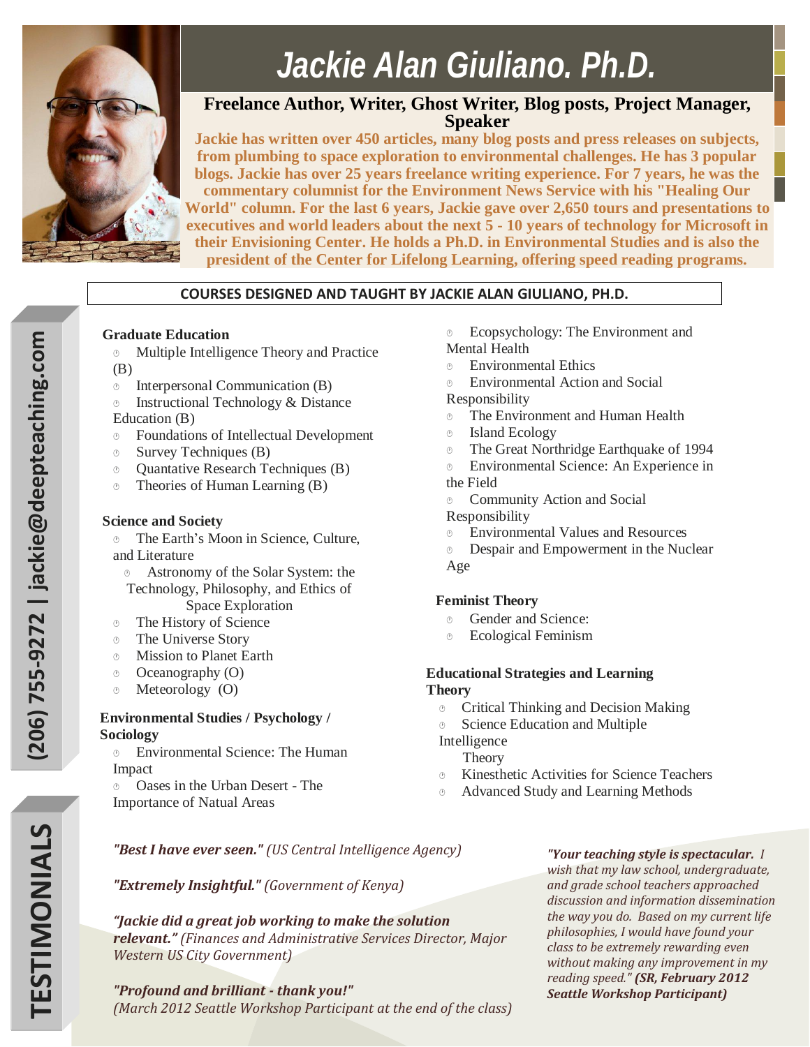# Jackie Alan Giuliano. Ph.D.

**Freelance Author, Writer, Ghost Writer, Blog posts, Project Manager, Speaker**

**Jackie has written over 450 articles, many blog posts and press releases on subjects, from plumbing to space exploration to environmental challenges. He has 3 popular blogs. Jackie has over 25 years freelance writing experience. For 7 years, he was the commentary columnist for the Environment News Service with his "Healing Our World" column. For the last 6 years, Jackie gave over 2,650 tours and presentations to executives and world leaders about the next 5 - 10 years of technology for Microsoft in their Envisioning Center. He holds a Ph.D. in Environmental Studies and is also the president of the Center for Lifelong Learning, offering speed reading programs.**

(206) 755-9272 | jackie@deepteaching.com

## COURSES DESIGNED AND TAUGHT BY JACKIE ALAN GIULIANO, PH.D.

### Graduate Education

- Multiple Intelligence Theory and Practice (B)
- Interpersonal Communication (B)
- Instructional Technology & Distance Education (B)
- Foundations of Intellectual Development
- Survey Techniques (B)
- Quantative Research Techniques (B)
- Theories of Human Learning (B)

### Science and Society

- The Earth's Moon in Science, Culture, and Literature
- Astronomy of the Solar System: the Technology, Philosophy, and Ethics of Space Exploration
- The History of Science
- The Universe Story
- Mission to Planet Earth
- Oceanography (O)
- Meteorology (O)

### Environmental Studies / Psychology / Sociology

- Environmental Science: The Human Impact
- Oases in the Urban Desert - The Importance of Natual Areas
- Ecopsychology: The Environment and Mental Health
- Environmental Ethics
- Environmental Action and Social Responsibility
- The Environment and Human Health
- Island Ecology
- The Great Northridge Earthquake of 1994
- Environmental Science: An Experience in the Field
- Community Action and Social Responsibility
- Environmental Values and Resources
- Despair and Empowerment in the Nuclear Age

### Feminist Theory

- Gender and Science:
- Ecological Feminism

### Educational Strategies and Learning Theory

- Critical Thinking and Decision Making
- Science Education and Multiple Intelligence Theory
- Kinesthetic Activities for Science Teachers
- Advanced Study and Learning Methods

## TESTIMONIALS

***"Best I have ever seen."*** *(US Central Intelligence Agency)*

***"Extremely Insightful."*** *(Government of Kenya)*

***"Jackie did a great job working to make the solution relevant."*** *(Finances and Administrative Services Director, Major Western US City Government)*

***"Profound and brilliant - thank you!"*** *(March 2012 Seattle Workshop Participant at the end of the class)*

***"Your teaching style is spectacular.*** *I wish that my law school, undergraduate, and grade school teachers approached discussion and information dissemination the way you do. Based on my current life philosophies, I would have found your class to be extremely rewarding even without making any improvement in my reading speed."* ***(SR, February 2012 Seattle Workshop Participant)***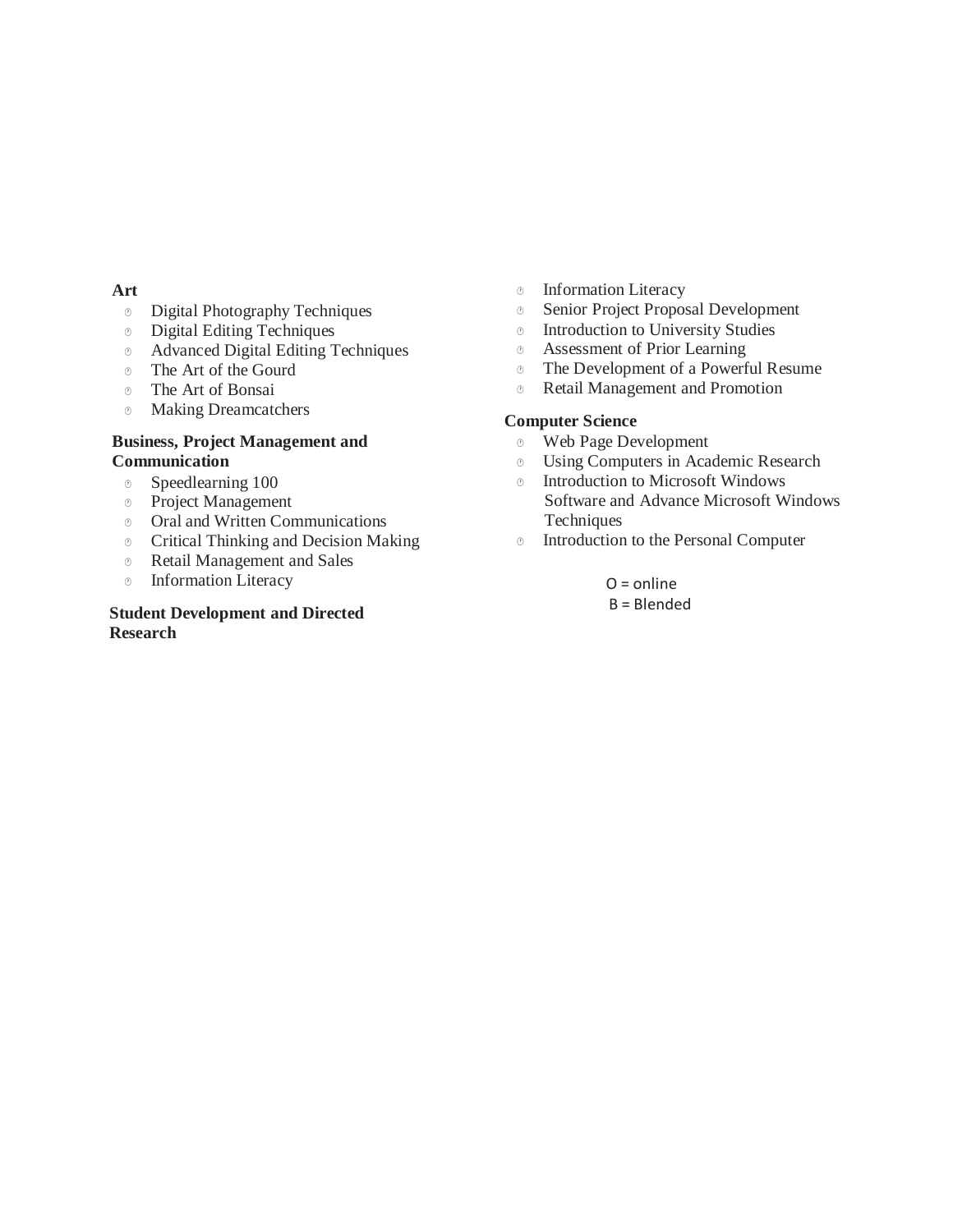**Art**

- Digital Photography Techniques
- Digital Editing Techniques
- Advanced Digital Editing Techniques
- The Art of the Gourd
- The Art of Bonsai
- Making Dreamcatchers

**Business, Project Management and Communication**

- Speedlearning 100
- Project Management
- Oral and Written Communications
- Critical Thinking and Decision Making
- Retail Management and Sales
- Information Literacy

**Student Development and Directed Research**

- Information Literacy
- Senior Project Proposal Development
- Introduction to University Studies
- Assessment of Prior Learning
- The Development of a Powerful Resume
- Retail Management and Promotion

**Computer Science**

- Web Page Development
- Using Computers in Academic Research
- Introduction to Microsoft Windows Software and Advance Microsoft Windows Techniques
- Introduction to the Personal Computer

O = online
B = Blended